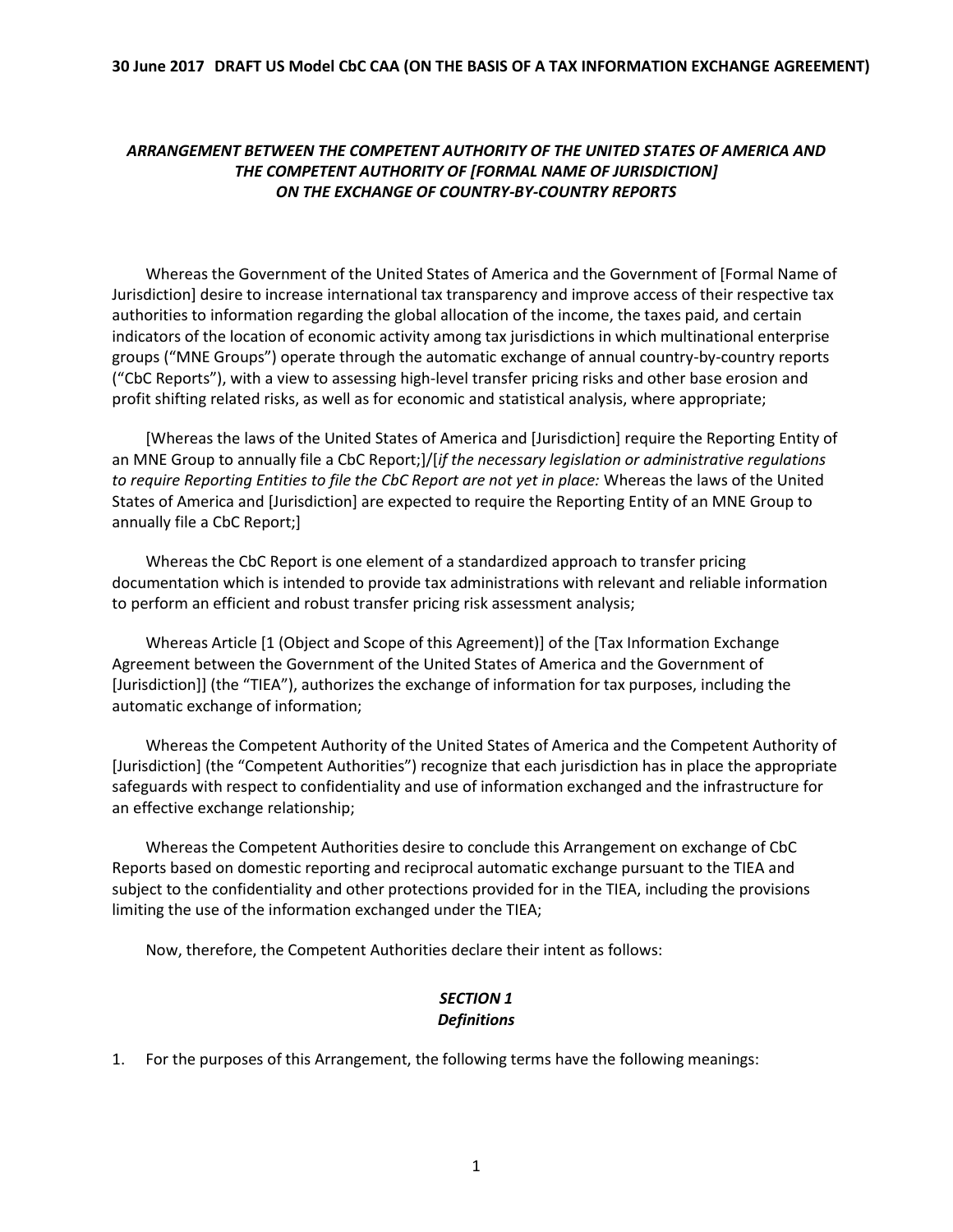**30 June 2017 DRAFT US Model CbC CAA (ON THE BASIS OF A TAX INFORMATION EXCHANGE AGREEMENT)**

# *ARRANGEMENT BETWEEN THE COMPETENT AUTHORITY OF THE UNITED STATES OF AMERICA AND THE COMPETENT AUTHORITY OF [FORMAL NAME OF JURISDICTION] ON THE EXCHANGE OF COUNTRY-BY-COUNTRY REPORTS*

Whereas the Government of the United States of America and the Government of [Formal Name of Jurisdiction] desire to increase international tax transparency and improve access of their respective tax authorities to information regarding the global allocation of the income, the taxes paid, and certain indicators of the location of economic activity among tax jurisdictions in which multinational enterprise groups ("MNE Groups") operate through the automatic exchange of annual country-by-country reports ("CbC Reports"), with a view to assessing high-level transfer pricing risks and other base erosion and profit shifting related risks, as well as for economic and statistical analysis, where appropriate;

[Whereas the laws of the United States of America and [Jurisdiction] require the Reporting Entity of an MNE Group to annually file a CbC Report;]/[*if the necessary legislation or administrative regulations to require Reporting Entities to file the CbC Report are not yet in place:* Whereas the laws of the United States of America and [Jurisdiction] are expected to require the Reporting Entity of an MNE Group to annually file a CbC Report;]

Whereas the CbC Report is one element of a standardized approach to transfer pricing documentation which is intended to provide tax administrations with relevant and reliable information to perform an efficient and robust transfer pricing risk assessment analysis;

Whereas Article [1 (Object and Scope of this Agreement)] of the [Tax Information Exchange Agreement between the Government of the United States of America and the Government of [Jurisdiction]] (the "TIEA"), authorizes the exchange of information for tax purposes, including the automatic exchange of information;

Whereas the Competent Authority of the United States of America and the Competent Authority of [Jurisdiction] (the "Competent Authorities") recognize that each jurisdiction has in place the appropriate safeguards with respect to confidentiality and use of information exchanged and the infrastructure for an effective exchange relationship;

Whereas the Competent Authorities desire to conclude this Arrangement on exchange of CbC Reports based on domestic reporting and reciprocal automatic exchange pursuant to the TIEA and subject to the confidentiality and other protections provided for in the TIEA, including the provisions limiting the use of the information exchanged under the TIEA;

Now, therefore, the Competent Authorities declare their intent as follows:

## *SECTION 1*
## *Definitions*

1. For the purposes of this Arrangement, the following terms have the following meanings: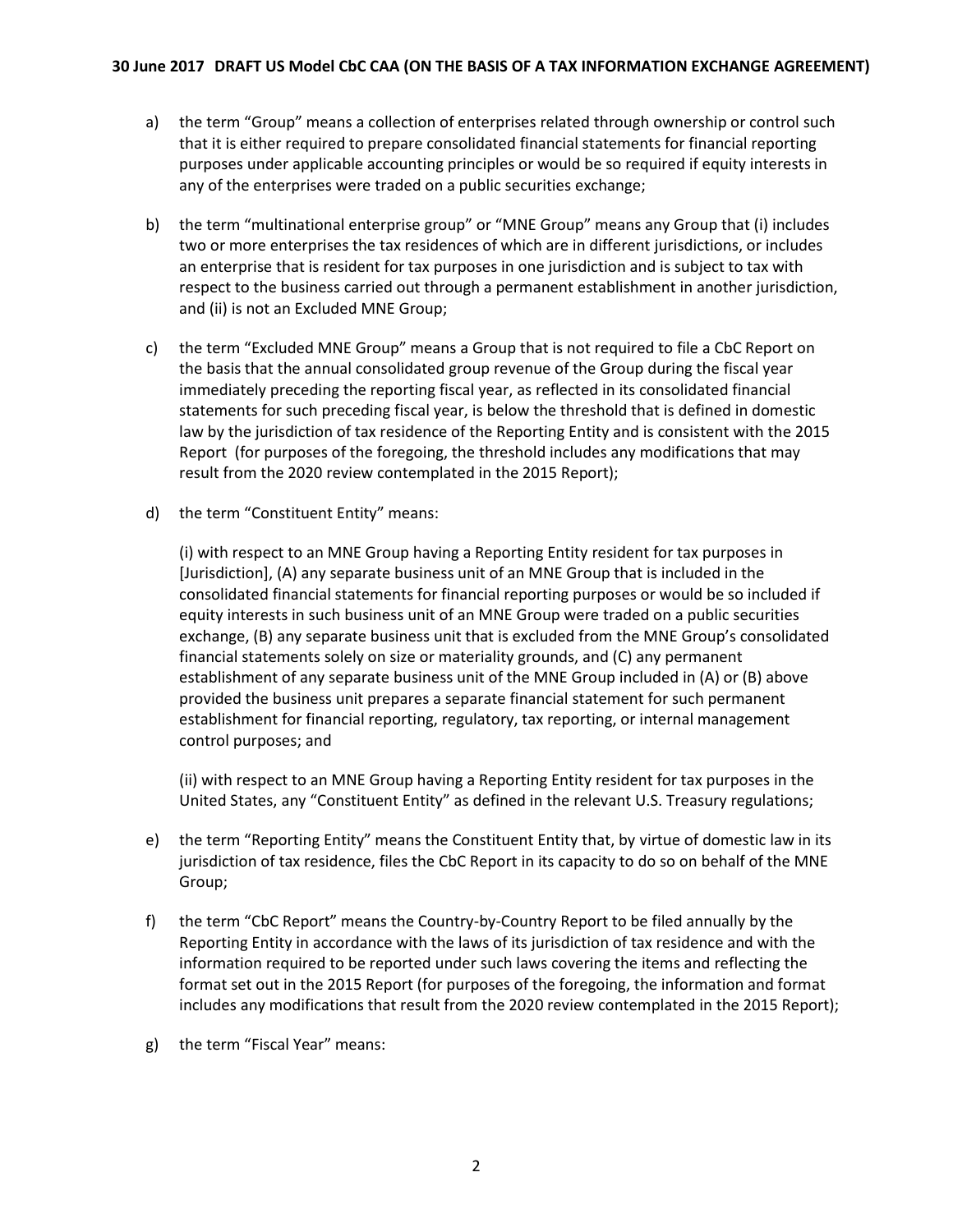a) the term "Group" means a collection of enterprises related through ownership or control such that it is either required to prepare consolidated financial statements for financial reporting purposes under applicable accounting principles or would be so required if equity interests in any of the enterprises were traded on a public securities exchange;

b) the term "multinational enterprise group" or "MNE Group" means any Group that (i) includes two or more enterprises the tax residences of which are in different jurisdictions, or includes an enterprise that is resident for tax purposes in one jurisdiction and is subject to tax with respect to the business carried out through a permanent establishment in another jurisdiction, and (ii) is not an Excluded MNE Group;

c) the term "Excluded MNE Group" means a Group that is not required to file a CbC Report on the basis that the annual consolidated group revenue of the Group during the fiscal year immediately preceding the reporting fiscal year, as reflected in its consolidated financial statements for such preceding fiscal year, is below the threshold that is defined in domestic law by the jurisdiction of tax residence of the Reporting Entity and is consistent with the 2015 Report (for purposes of the foregoing, the threshold includes any modifications that may result from the 2020 review contemplated in the 2015 Report);

d) the term "Constituent Entity" means:

   (i) with respect to an MNE Group having a Reporting Entity resident for tax purposes in [Jurisdiction], (A) any separate business unit of an MNE Group that is included in the consolidated financial statements for financial reporting purposes or would be so included if equity interests in such business unit of an MNE Group were traded on a public securities exchange, (B) any separate business unit that is excluded from the MNE Group's consolidated financial statements solely on size or materiality grounds, and (C) any permanent establishment of any separate business unit of the MNE Group included in (A) or (B) above provided the business unit prepares a separate financial statement for such permanent establishment for financial reporting, regulatory, tax reporting, or internal management control purposes; and

   (ii) with respect to an MNE Group having a Reporting Entity resident for tax purposes in the United States, any "Constituent Entity" as defined in the relevant U.S. Treasury regulations;

e) the term "Reporting Entity" means the Constituent Entity that, by virtue of domestic law in its jurisdiction of tax residence, files the CbC Report in its capacity to do so on behalf of the MNE Group;

f) the term "CbC Report" means the Country-by-Country Report to be filed annually by the Reporting Entity in accordance with the laws of its jurisdiction of tax residence and with the information required to be reported under such laws covering the items and reflecting the format set out in the 2015 Report (for purposes of the foregoing, the information and format includes any modifications that result from the 2020 review contemplated in the 2015 Report);

g) the term "Fiscal Year" means: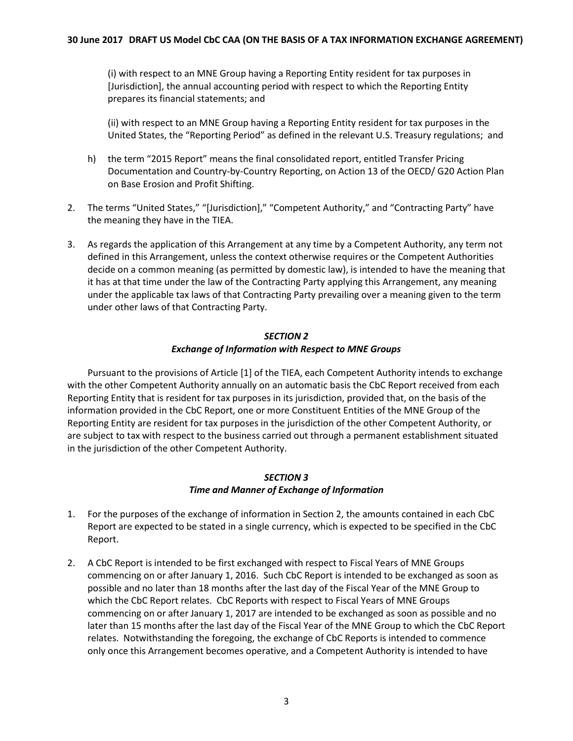(i) with respect to an MNE Group having a Reporting Entity resident for tax purposes in [Jurisdiction], the annual accounting period with respect to which the Reporting Entity prepares its financial statements; and

(ii) with respect to an MNE Group having a Reporting Entity resident for tax purposes in the United States, the "Reporting Period" as defined in the relevant U.S. Treasury regulations; and

h) the term "2015 Report" means the final consolidated report, entitled Transfer Pricing Documentation and Country-by-Country Reporting, on Action 13 of the OECD/ G20 Action Plan on Base Erosion and Profit Shifting.

2. The terms "United States," "[Jurisdiction]," "Competent Authority," and "Contracting Party" have the meaning they have in the TIEA.

3. As regards the application of this Arrangement at any time by a Competent Authority, any term not defined in this Arrangement, unless the context otherwise requires or the Competent Authorities decide on a common meaning (as permitted by domestic law), is intended to have the meaning that it has at that time under the law of the Contracting Party applying this Arrangement, any meaning under the applicable tax laws of that Contracting Party prevailing over a meaning given to the term under other laws of that Contracting Party.

### *SECTION 2*
### *Exchange of Information with Respect to MNE Groups*

Pursuant to the provisions of Article [1] of the TIEA, each Competent Authority intends to exchange with the other Competent Authority annually on an automatic basis the CbC Report received from each Reporting Entity that is resident for tax purposes in its jurisdiction, provided that, on the basis of the information provided in the CbC Report, one or more Constituent Entities of the MNE Group of the Reporting Entity are resident for tax purposes in the jurisdiction of the other Competent Authority, or are subject to tax with respect to the business carried out through a permanent establishment situated in the jurisdiction of the other Competent Authority.

### *SECTION 3*
### *Time and Manner of Exchange of Information*

1. For the purposes of the exchange of information in Section 2, the amounts contained in each CbC Report are expected to be stated in a single currency, which is expected to be specified in the CbC Report.

2. A CbC Report is intended to be first exchanged with respect to Fiscal Years of MNE Groups commencing on or after January 1, 2016. Such CbC Report is intended to be exchanged as soon as possible and no later than 18 months after the last day of the Fiscal Year of the MNE Group to which the CbC Report relates. CbC Reports with respect to Fiscal Years of MNE Groups commencing on or after January 1, 2017 are intended to be exchanged as soon as possible and no later than 15 months after the last day of the Fiscal Year of the MNE Group to which the CbC Report relates. Notwithstanding the foregoing, the exchange of CbC Reports is intended to commence only once this Arrangement becomes operative, and a Competent Authority is intended to have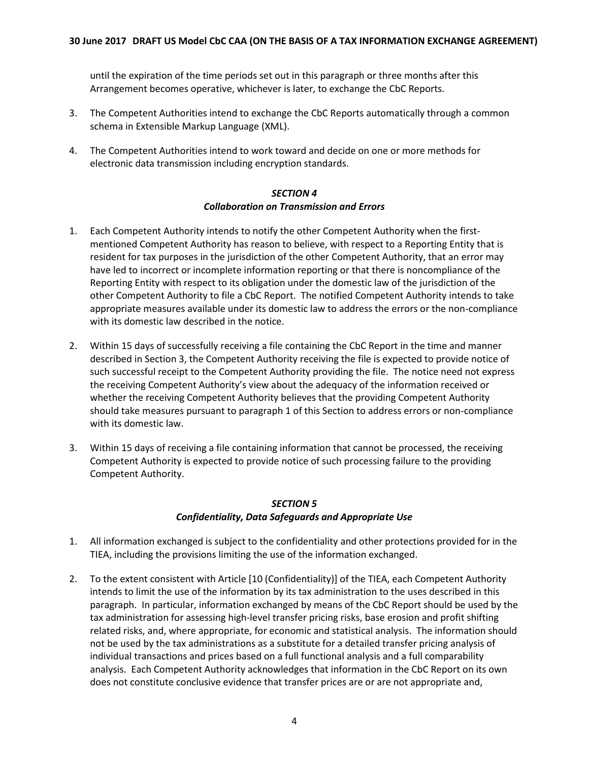until the expiration of the time periods set out in this paragraph or three months after this Arrangement becomes operative, whichever is later, to exchange the CbC Reports.

3. The Competent Authorities intend to exchange the CbC Reports automatically through a common schema in Extensible Markup Language (XML).

4. The Competent Authorities intend to work toward and decide on one or more methods for electronic data transmission including encryption standards.

### *SECTION 4*
### *Collaboration on Transmission and Errors*

1. Each Competent Authority intends to notify the other Competent Authority when the first-mentioned Competent Authority has reason to believe, with respect to a Reporting Entity that is resident for tax purposes in the jurisdiction of the other Competent Authority, that an error may have led to incorrect or incomplete information reporting or that there is noncompliance of the Reporting Entity with respect to its obligation under the domestic law of the jurisdiction of the other Competent Authority to file a CbC Report. The notified Competent Authority intends to take appropriate measures available under its domestic law to address the errors or the non-compliance with its domestic law described in the notice.

2. Within 15 days of successfully receiving a file containing the CbC Report in the time and manner described in Section 3, the Competent Authority receiving the file is expected to provide notice of such successful receipt to the Competent Authority providing the file. The notice need not express the receiving Competent Authority's view about the adequacy of the information received or whether the receiving Competent Authority believes that the providing Competent Authority should take measures pursuant to paragraph 1 of this Section to address errors or non-compliance with its domestic law.

3. Within 15 days of receiving a file containing information that cannot be processed, the receiving Competent Authority is expected to provide notice of such processing failure to the providing Competent Authority.

### *SECTION 5*
### *Confidentiality, Data Safeguards and Appropriate Use*

1. All information exchanged is subject to the confidentiality and other protections provided for in the TIEA, including the provisions limiting the use of the information exchanged.

2. To the extent consistent with Article [10 (Confidentiality)] of the TIEA, each Competent Authority intends to limit the use of the information by its tax administration to the uses described in this paragraph. In particular, information exchanged by means of the CbC Report should be used by the tax administration for assessing high-level transfer pricing risks, base erosion and profit shifting related risks, and, where appropriate, for economic and statistical analysis. The information should not be used by the tax administrations as a substitute for a detailed transfer pricing analysis of individual transactions and prices based on a full functional analysis and a full comparability analysis. Each Competent Authority acknowledges that information in the CbC Report on its own does not constitute conclusive evidence that transfer prices are or are not appropriate and,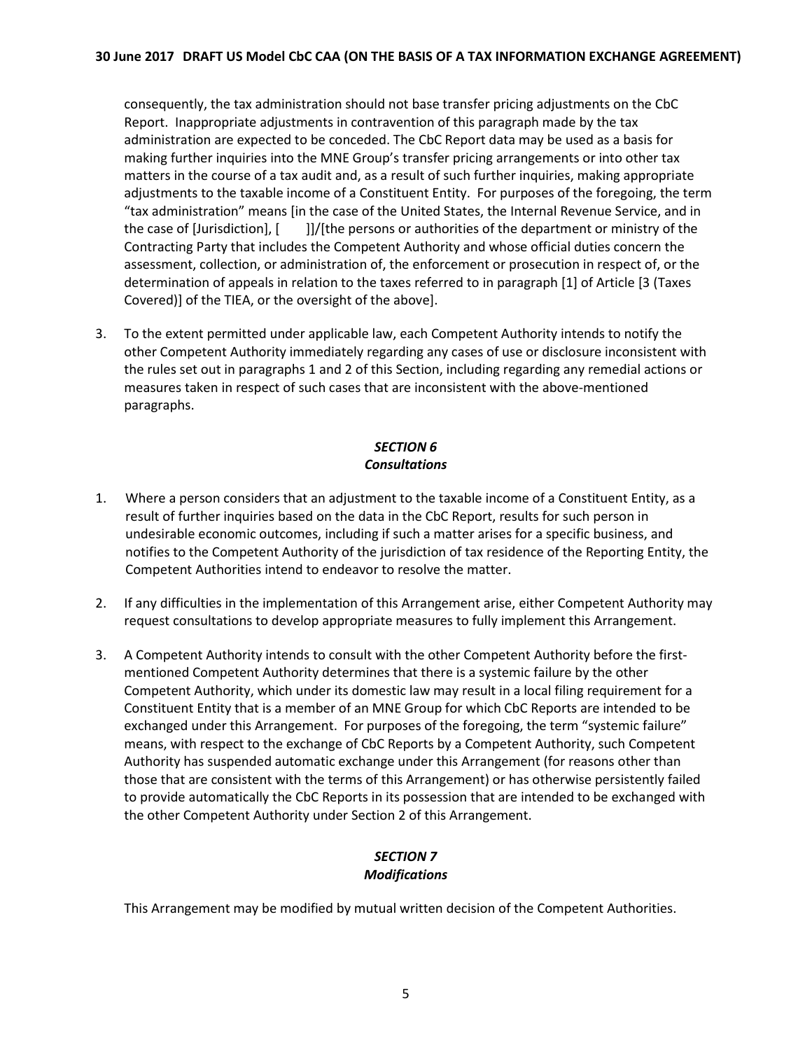consequently, the tax administration should not base transfer pricing adjustments on the CbC Report. Inappropriate adjustments in contravention of this paragraph made by the tax administration are expected to be conceded. The CbC Report data may be used as a basis for making further inquiries into the MNE Group's transfer pricing arrangements or into other tax matters in the course of a tax audit and, as a result of such further inquiries, making appropriate adjustments to the taxable income of a Constituent Entity. For purposes of the foregoing, the term "tax administration" means [in the case of the United States, the Internal Revenue Service, and in the case of [Jurisdiction], [ ]]/[the persons or authorities of the department or ministry of the Contracting Party that includes the Competent Authority and whose official duties concern the assessment, collection, or administration of, the enforcement or prosecution in respect of, or the determination of appeals in relation to the taxes referred to in paragraph [1] of Article [3 (Taxes Covered)] of the TIEA, or the oversight of the above].

3. To the extent permitted under applicable law, each Competent Authority intends to notify the other Competent Authority immediately regarding any cases of use or disclosure inconsistent with the rules set out in paragraphs 1 and 2 of this Section, including regarding any remedial actions or measures taken in respect of such cases that are inconsistent with the above-mentioned paragraphs.

## *SECTION 6*
## *Consultations*

1. Where a person considers that an adjustment to the taxable income of a Constituent Entity, as a result of further inquiries based on the data in the CbC Report, results for such person in undesirable economic outcomes, including if such a matter arises for a specific business, and notifies to the Competent Authority of the jurisdiction of tax residence of the Reporting Entity, the Competent Authorities intend to endeavor to resolve the matter.

2. If any difficulties in the implementation of this Arrangement arise, either Competent Authority may request consultations to develop appropriate measures to fully implement this Arrangement.

3. A Competent Authority intends to consult with the other Competent Authority before the first-mentioned Competent Authority determines that there is a systemic failure by the other Competent Authority, which under its domestic law may result in a local filing requirement for a Constituent Entity that is a member of an MNE Group for which CbC Reports are intended to be exchanged under this Arrangement. For purposes of the foregoing, the term "systemic failure" means, with respect to the exchange of CbC Reports by a Competent Authority, such Competent Authority has suspended automatic exchange under this Arrangement (for reasons other than those that are consistent with the terms of this Arrangement) or has otherwise persistently failed to provide automatically the CbC Reports in its possession that are intended to be exchanged with the other Competent Authority under Section 2 of this Arrangement.

## *SECTION 7*
## *Modifications*

This Arrangement may be modified by mutual written decision of the Competent Authorities.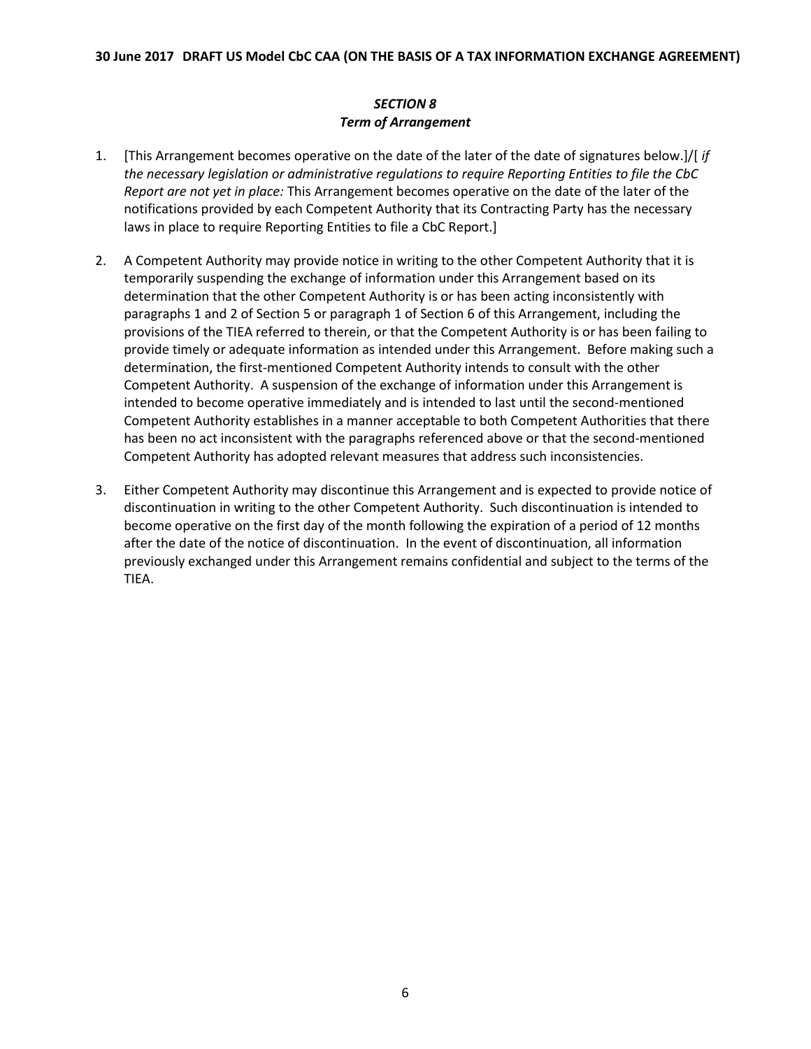### *SECTION 8*
### *Term of Arrangement*

1. [This Arrangement becomes operative on the date of the later of the date of signatures below.]/[ *if the necessary legislation or administrative regulations to require Reporting Entities to file the CbC Report are not yet in place:* This Arrangement becomes operative on the date of the later of the notifications provided by each Competent Authority that its Contracting Party has the necessary laws in place to require Reporting Entities to file a CbC Report.]

2. A Competent Authority may provide notice in writing to the other Competent Authority that it is temporarily suspending the exchange of information under this Arrangement based on its determination that the other Competent Authority is or has been acting inconsistently with paragraphs 1 and 2 of Section 5 or paragraph 1 of Section 6 of this Arrangement, including the provisions of the TIEA referred to therein, or that the Competent Authority is or has been failing to provide timely or adequate information as intended under this Arrangement. Before making such a determination, the first-mentioned Competent Authority intends to consult with the other Competent Authority. A suspension of the exchange of information under this Arrangement is intended to become operative immediately and is intended to last until the second-mentioned Competent Authority establishes in a manner acceptable to both Competent Authorities that there has been no act inconsistent with the paragraphs referenced above or that the second-mentioned Competent Authority has adopted relevant measures that address such inconsistencies.

3. Either Competent Authority may discontinue this Arrangement and is expected to provide notice of discontinuation in writing to the other Competent Authority. Such discontinuation is intended to become operative on the first day of the month following the expiration of a period of 12 months after the date of the notice of discontinuation. In the event of discontinuation, all information previously exchanged under this Arrangement remains confidential and subject to the terms of the TIEA.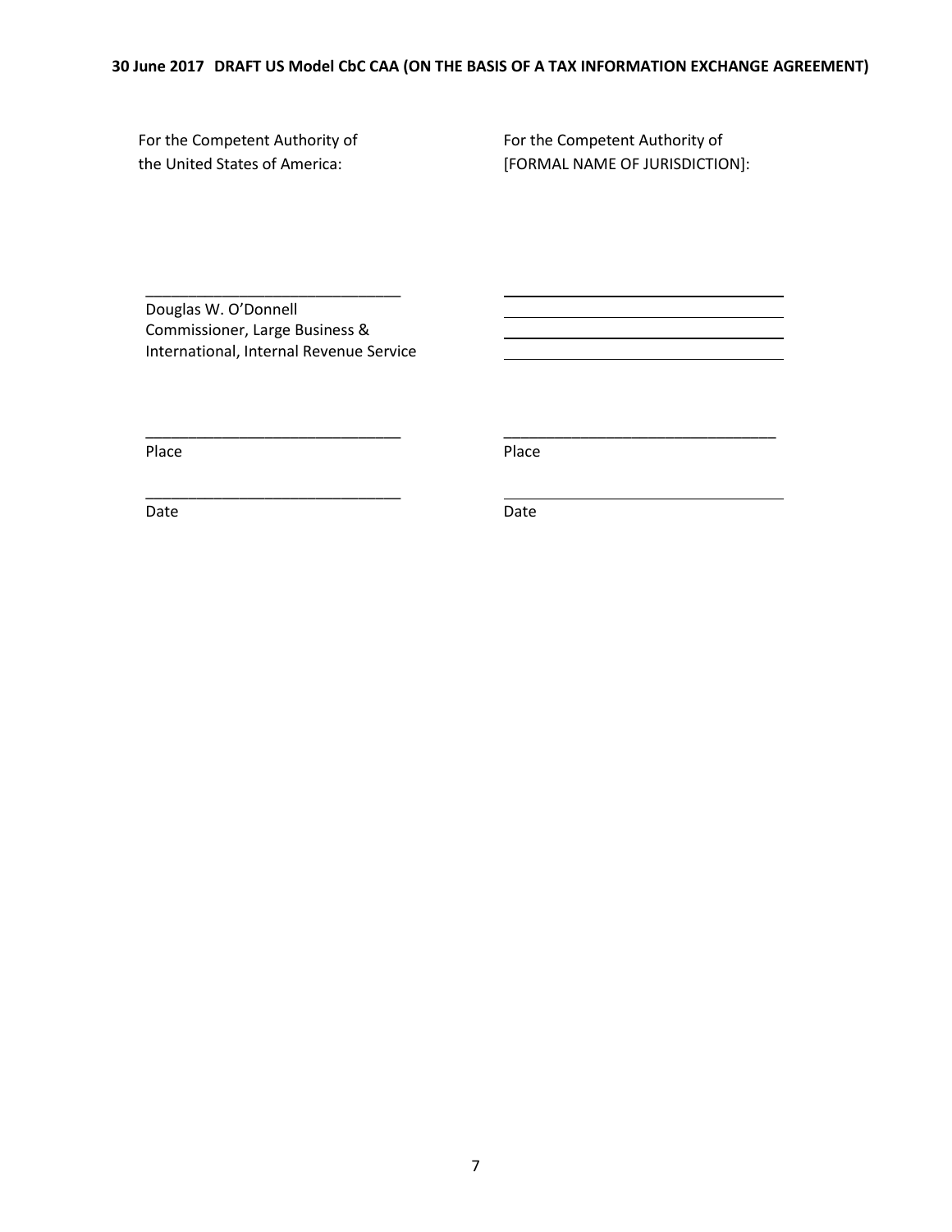| | |
|---|---|
| For the Competent Authority of the United States of America: | For the Competent Authority of [FORMAL NAME OF JURISDICTION]: |
| ______________________________ | ______________________________ |
| Douglas W. O'Donnell | ______________________________ |
| Commissioner, Large Business & | ______________________________ |
| International, Internal Revenue Service | ______________________________ |
| ______________________________ | ______________________________ |
| Place | Place |
| ______________________________ | ______________________________ |
| Date | Date |